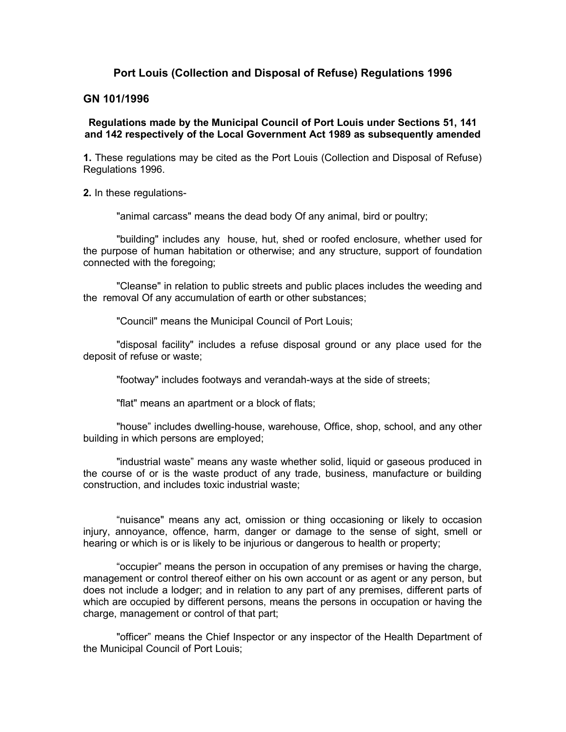# Port Louis (Collection and Disposal of Refuse) Regulations 1996

## GN 101/1996

**Regulations made by the Municipal Council of Port Louis under Sections 51, 141 and 142 respectively of the Local Government Act 1989 as subsequently amended**

**1.** These regulations may be cited as the Port Louis (Collection and Disposal of Refuse) Regulations 1996.

**2.** In these regulations-

"animal carcass" means the dead body Of any animal, bird or poultry;

"building" includes any house, hut, shed or roofed enclosure, whether used for the purpose of human habitation or otherwise; and any structure, support of foundation connected with the foregoing;

"Cleanse" in relation to public streets and public places includes the weeding and the removal Of any accumulation of earth or other substances;

"Council" means the Municipal Council of Port Louis;

"disposal facility" includes a refuse disposal ground or any place used for the deposit of refuse or waste;

"footway" includes footways and verandah-ways at the side of streets;

"flat" means an apartment or a block of flats;

"house" includes dwelling-house, warehouse, Office, shop, school, and any other building in which persons are employed;

"industrial waste" means any waste whether solid, liquid or gaseous produced in the course of or is the waste product of any trade, business, manufacture or building construction, and includes toxic industrial waste;

"nuisance" means any act, omission or thing occasioning or likely to occasion injury, annoyance, offence, harm, danger or damage to the sense of sight, smell or hearing or which is or is likely to be injurious or dangerous to health or property;

"occupier" means the person in occupation of any premises or having the charge, management or control thereof either on his own account or as agent or any person, but does not include a lodger; and in relation to any part of any premises, different parts of which are occupied by different persons, means the persons in occupation or having the charge, management or control of that part;

"officer" means the Chief Inspector or any inspector of the Health Department of the Municipal Council of Port Louis;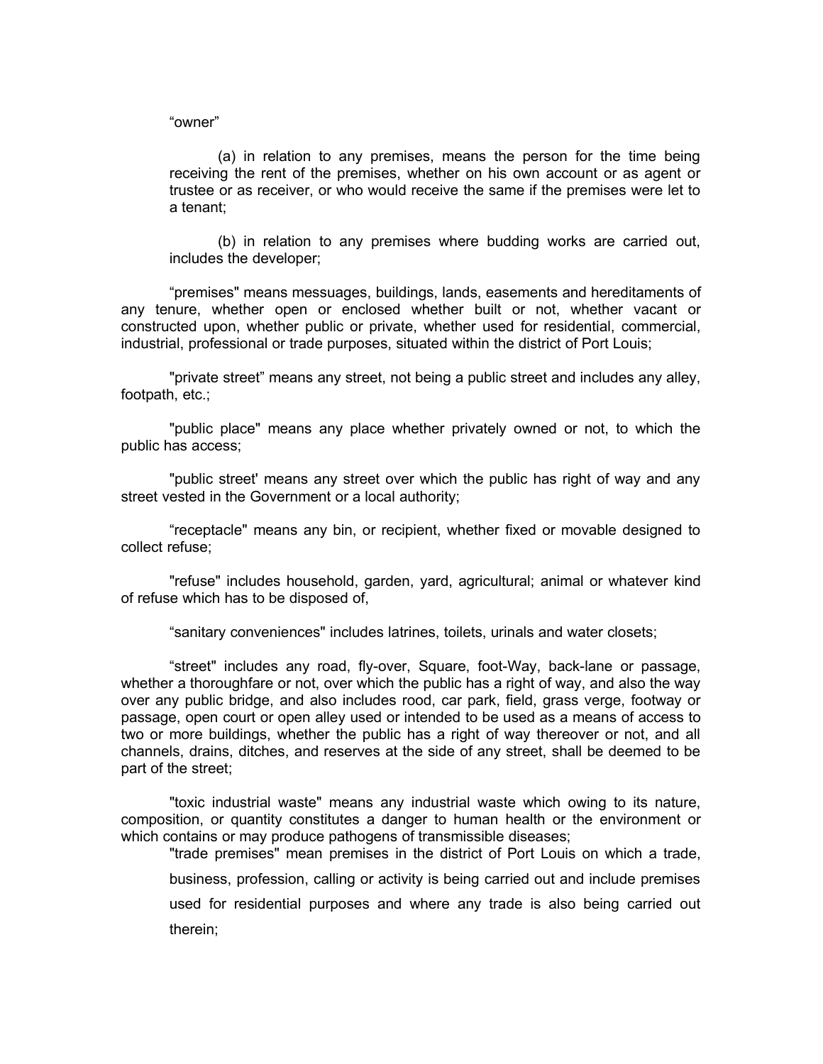“owner”

(a) in relation to any premises, means the person for the time being receiving the rent of the premises, whether on his own account or as agent or trustee or as receiver, or who would receive the same if the premises were let to a tenant;

(b) in relation to any premises where budding works are carried out, includes the developer;

“premises" means messuages, buildings, lands, easements and hereditaments of any tenure, whether open or enclosed whether built or not, whether vacant or constructed upon, whether public or private, whether used for residential, commercial, industrial, professional or trade purposes, situated within the district of Port Louis;

"private street” means any street, not being a public street and includes any alley, footpath, etc.;

"public place" means any place whether privately owned or not, to which the public has access;

"public street' means any street over which the public has right of way and any street vested in the Government or a local authority;

“receptacle" means any bin, or recipient, whether fixed or movable designed to collect refuse;

"refuse" includes household, garden, yard, agricultural; animal or whatever kind of refuse which has to be disposed of,

“sanitary conveniences" includes latrines, toilets, urinals and water closets;

“street" includes any road, fly-over, Square, foot-Way, back-lane or passage, whether a thoroughfare or not, over which the public has a right of way, and also the way over any public bridge, and also includes rood, car park, field, grass verge, footway or passage, open court or open alley used or intended to be used as a means of access to two or more buildings, whether the public has a right of way thereover or not, and all channels, drains, ditches, and reserves at the side of any street, shall be deemed to be part of the street;

"toxic industrial waste" means any industrial waste which owing to its nature, composition, or quantity constitutes a danger to human health or the environment or which contains or may produce pathogens of transmissible diseases;

"trade premises" mean premises in the district of Port Louis on which a trade, business, profession, calling or activity is being carried out and include premises used for residential purposes and where any trade is also being carried out therein;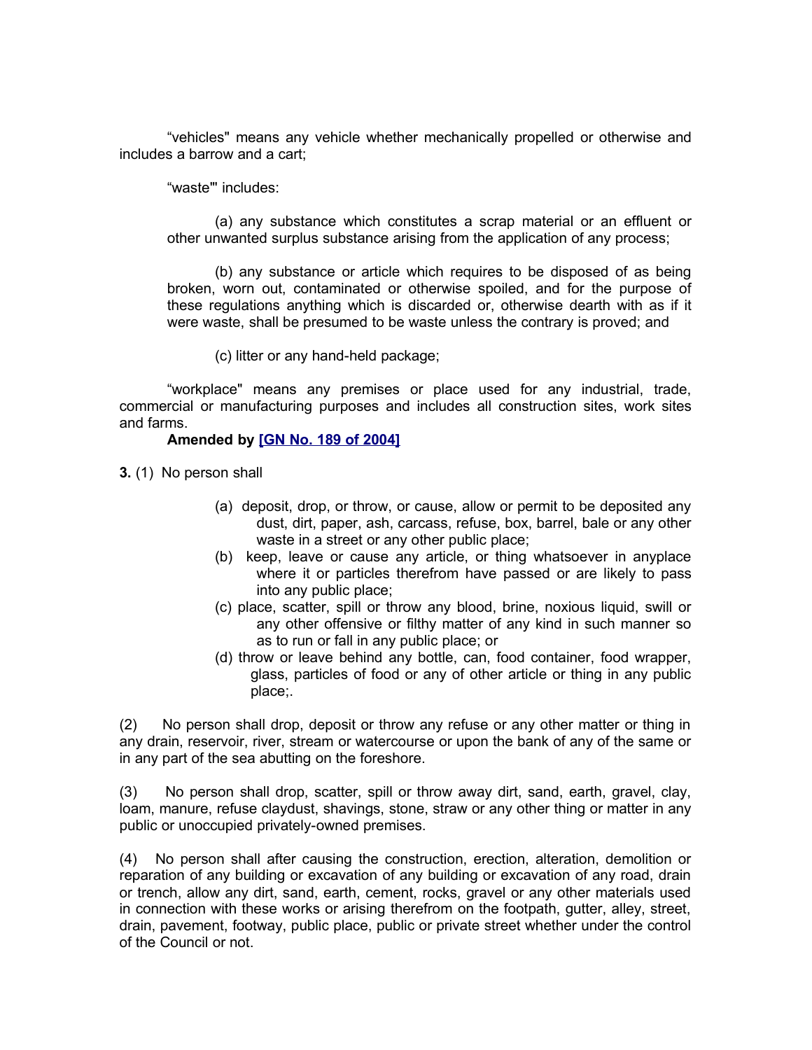"vehicles" means any vehicle whether mechanically propelled or otherwise and includes a barrow and a cart;

"waste'" includes:

(a) any substance which constitutes a scrap material or an effluent or other unwanted surplus substance arising from the application of any process;

(b) any substance or article which requires to be disposed of as being broken, worn out, contaminated or otherwise spoiled, and for the purpose of these regulations anything which is discarded or, otherwise dearth with as if it were waste, shall be presumed to be waste unless the contrary is proved; and

(c) litter or any hand-held package;

"workplace" means any premises or place used for any industrial, trade, commercial or manufacturing purposes and includes all construction sites, work sites and farms.

**Amended by [GN No. 189 of 2004]**

**3.** (1) No person shall

(a) deposit, drop, or throw, or cause, allow or permit to be deposited any dust, dirt, paper, ash, carcass, refuse, box, barrel, bale or any other waste in a street or any other public place;

(b) keep, leave or cause any article, or thing whatsoever in anyplace where it or particles therefrom have passed or are likely to pass into any public place;

(c) place, scatter, spill or throw any blood, brine, noxious liquid, swill or any other offensive or filthy matter of any kind in such manner so as to run or fall in any public place; or

(d) throw or leave behind any bottle, can, food container, food wrapper, glass, particles of food or any of other article or thing in any public place;.

(2) No person shall drop, deposit or throw any refuse or any other matter or thing in any drain, reservoir, river, stream or watercourse or upon the bank of any of the same or in any part of the sea abutting on the foreshore.

(3) No person shall drop, scatter, spill or throw away dirt, sand, earth, gravel, clay, loam, manure, refuse claydust, shavings, stone, straw or any other thing or matter in any public or unoccupied privately-owned premises.

(4) No person shall after causing the construction, erection, alteration, demolition or reparation of any building or excavation of any building or excavation of any road, drain or trench, allow any dirt, sand, earth, cement, rocks, gravel or any other materials used in connection with these works or arising therefrom on the footpath, gutter, alley, street, drain, pavement, footway, public place, public or private street whether under the control of the Council or not.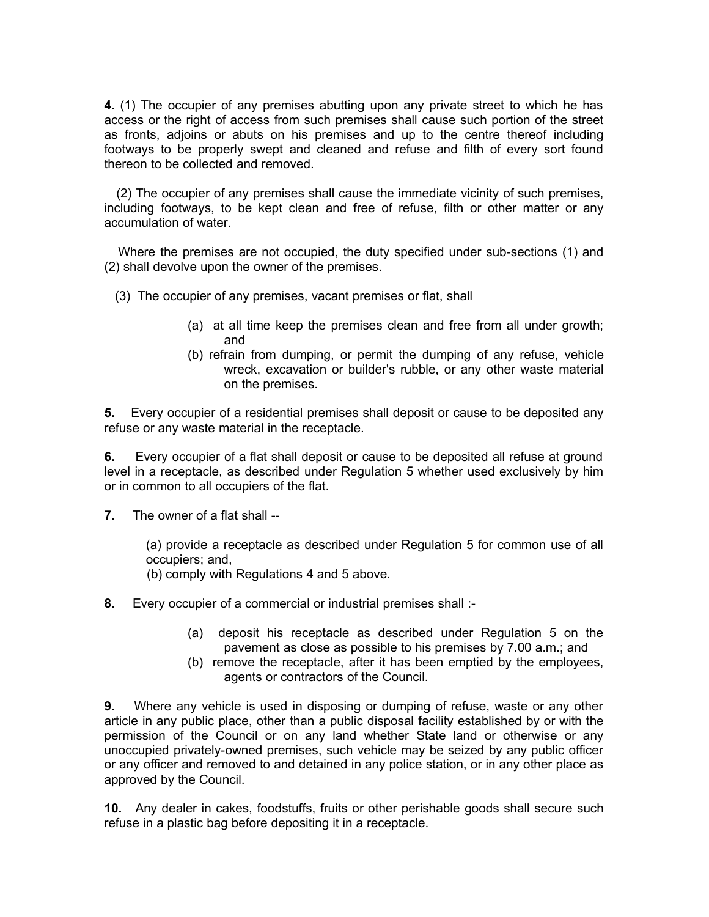**4.** (1) The occupier of any premises abutting upon any private street to which he has access or the right of access from such premises shall cause such portion of the street as fronts, adjoins or abuts on his premises and up to the centre thereof including footways to be properly swept and cleaned and refuse and filth of every sort found thereon to be collected and removed.

(2) The occupier of any premises shall cause the immediate vicinity of such premises, including footways, to be kept clean and free of refuse, filth or other matter or any accumulation of water.

Where the premises are not occupied, the duty specified under sub-sections (1) and (2) shall devolve upon the owner of the premises.

(3) The occupier of any premises, vacant premises or flat, shall

(a) at all time keep the premises clean and free from all under growth; and

(b) refrain from dumping, or permit the dumping of any refuse, vehicle wreck, excavation or builder's rubble, or any other waste material on the premises.

**5.** Every occupier of a residential premises shall deposit or cause to be deposited any refuse or any waste material in the receptacle.

**6.** Every occupier of a flat shall deposit or cause to be deposited all refuse at ground level in a receptacle, as described under Regulation 5 whether used exclusively by him or in common to all occupiers of the flat.

**7.** The owner of a flat shall --

(a) provide a receptacle as described under Regulation 5 for common use of all occupiers; and,

(b) comply with Regulations 4 and 5 above.

**8.** Every occupier of a commercial or industrial premises shall :-

(a) deposit his receptacle as described under Regulation 5 on the pavement as close as possible to his premises by 7.00 a.m.; and

(b) remove the receptacle, after it has been emptied by the employees, agents or contractors of the Council.

**9.** Where any vehicle is used in disposing or dumping of refuse, waste or any other article in any public place, other than a public disposal facility established by or with the permission of the Council or on any land whether State land or otherwise or any unoccupied privately-owned premises, such vehicle may be seized by any public officer or any officer and removed to and detained in any police station, or in any other place as approved by the Council.

**10.** Any dealer in cakes, foodstuffs, fruits or other perishable goods shall secure such refuse in a plastic bag before depositing it in a receptacle.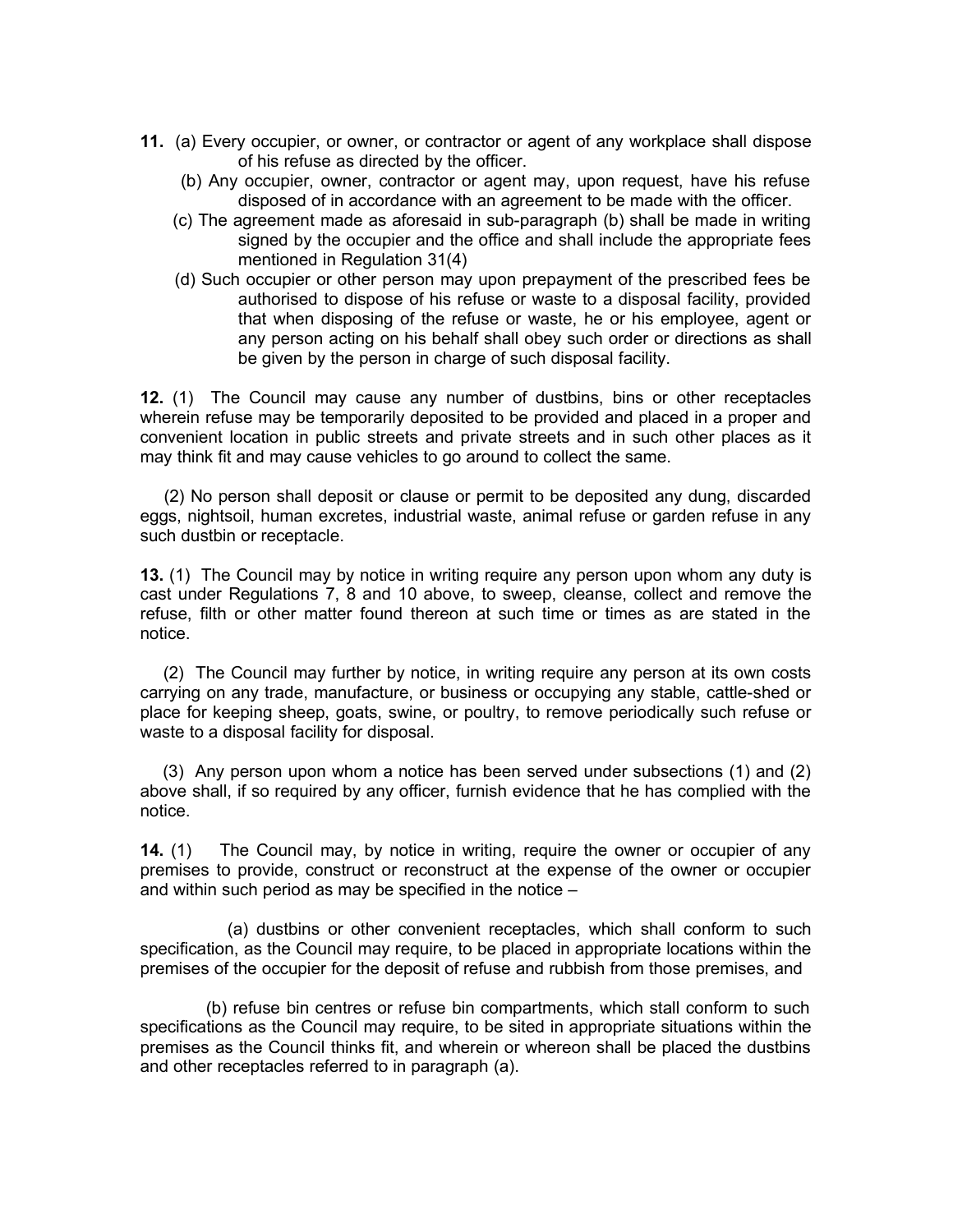**11.** (a) Every occupier, or owner, or contractor or agent of any workplace shall dispose of his refuse as directed by the officer.

(b) Any occupier, owner, contractor or agent may, upon request, have his refuse disposed of in accordance with an agreement to be made with the officer.

(c) The agreement made as aforesaid in sub-paragraph (b) shall be made in writing signed by the occupier and the office and shall include the appropriate fees mentioned in Regulation 31(4)

(d) Such occupier or other person may upon prepayment of the prescribed fees be authorised to dispose of his refuse or waste to a disposal facility, provided that when disposing of the refuse or waste, he or his employee, agent or any person acting on his behalf shall obey such order or directions as shall be given by the person in charge of such disposal facility.

**12.** (1) The Council may cause any number of dustbins, bins or other receptacles wherein refuse may be temporarily deposited to be provided and placed in a proper and convenient location in public streets and private streets and in such other places as it may think fit and may cause vehicles to go around to collect the same.

(2) No person shall deposit or clause or permit to be deposited any dung, discarded eggs, nightsoil, human excretes, industrial waste, animal refuse or garden refuse in any such dustbin or receptacle.

**13.** (1) The Council may by notice in writing require any person upon whom any duty is cast under Regulations 7, 8 and 10 above, to sweep, cleanse, collect and remove the refuse, filth or other matter found thereon at such time or times as are stated in the notice.

(2) The Council may further by notice, in writing require any person at its own costs carrying on any trade, manufacture, or business or occupying any stable, cattle-shed or place for keeping sheep, goats, swine, or poultry, to remove periodically such refuse or waste to a disposal facility for disposal.

(3) Any person upon whom a notice has been served under subsections (1) and (2) above shall, if so required by any officer, furnish evidence that he has complied with the notice.

**14.** (1) The Council may, by notice in writing, require the owner or occupier of any premises to provide, construct or reconstruct at the expense of the owner or occupier and within such period as may be specified in the notice –

(a) dustbins or other convenient receptacles, which shall conform to such specification, as the Council may require, to be placed in appropriate locations within the premises of the occupier for the deposit of refuse and rubbish from those premises, and

(b) refuse bin centres or refuse bin compartments, which stall conform to such specifications as the Council may require, to be sited in appropriate situations within the premises as the Council thinks fit, and wherein or whereon shall be placed the dustbins and other receptacles referred to in paragraph (a).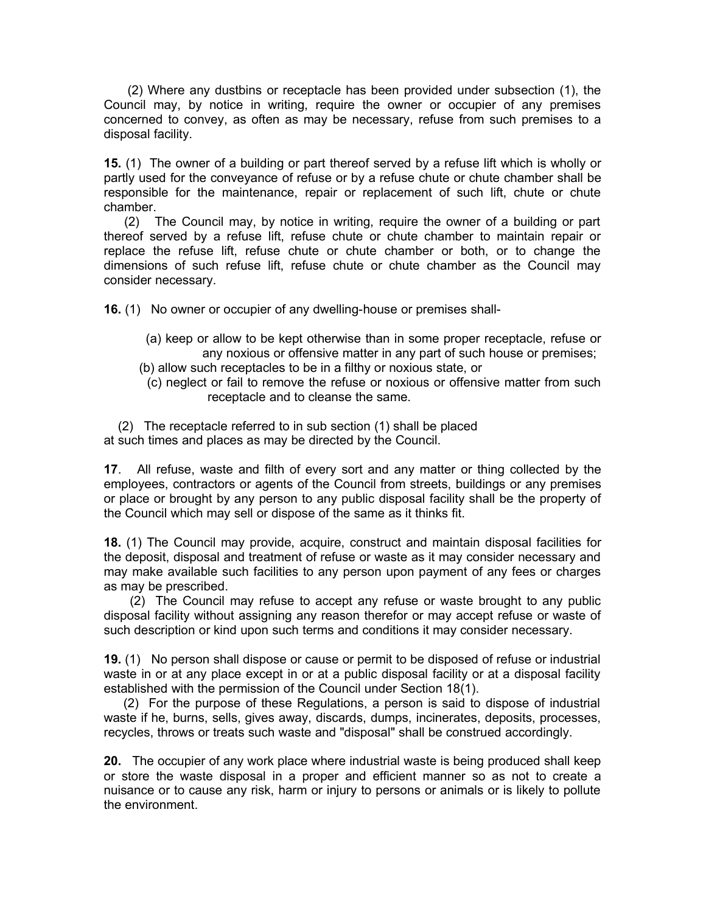(2) Where any dustbins or receptacle has been provided under subsection (1), the Council may, by notice in writing, require the owner or occupier of any premises concerned to convey, as often as may be necessary, refuse from such premises to a disposal facility.

**15.** (1) The owner of a building or part thereof served by a refuse lift which is wholly or partly used for the conveyance of refuse or by a refuse chute or chute chamber shall be responsible for the maintenance, repair or replacement of such lift, chute or chute chamber.

(2) The Council may, by notice in writing, require the owner of a building or part thereof served by a refuse lift, refuse chute or chute chamber to maintain repair or replace the refuse lift, refuse chute or chute chamber or both, or to change the dimensions of such refuse lift, refuse chute or chute chamber as the Council may consider necessary.

**16.** (1) No owner or occupier of any dwelling-house or premises shall-

(a) keep or allow to be kept otherwise than in some proper receptacle, refuse or any noxious or offensive matter in any part of such house or premises;

(b) allow such receptacles to be in a filthy or noxious state, or

(c) neglect or fail to remove the refuse or noxious or offensive matter from such receptacle and to cleanse the same.

(2) The receptacle referred to in sub section (1) shall be placed at such times and places as may be directed by the Council.

**17**. All refuse, waste and filth of every sort and any matter or thing collected by the employees, contractors or agents of the Council from streets, buildings or any premises or place or brought by any person to any public disposal facility shall be the property of the Council which may sell or dispose of the same as it thinks fit.

**18.** (1) The Council may provide, acquire, construct and maintain disposal facilities for the deposit, disposal and treatment of refuse or waste as it may consider necessary and may make available such facilities to any person upon payment of any fees or charges as may be prescribed.

(2) The Council may refuse to accept any refuse or waste brought to any public disposal facility without assigning any reason therefor or may accept refuse or waste of such description or kind upon such terms and conditions it may consider necessary.

**19.** (1) No person shall dispose or cause or permit to be disposed of refuse or industrial waste in or at any place except in or at a public disposal facility or at a disposal facility established with the permission of the Council under Section 18(1).

(2) For the purpose of these Regulations, a person is said to dispose of industrial waste if he, burns, sells, gives away, discards, dumps, incinerates, deposits, processes, recycles, throws or treats such waste and "disposal" shall be construed accordingly.

**20.** The occupier of any work place where industrial waste is being produced shall keep or store the waste disposal in a proper and efficient manner so as not to create a nuisance or to cause any risk, harm or injury to persons or animals or is likely to pollute the environment.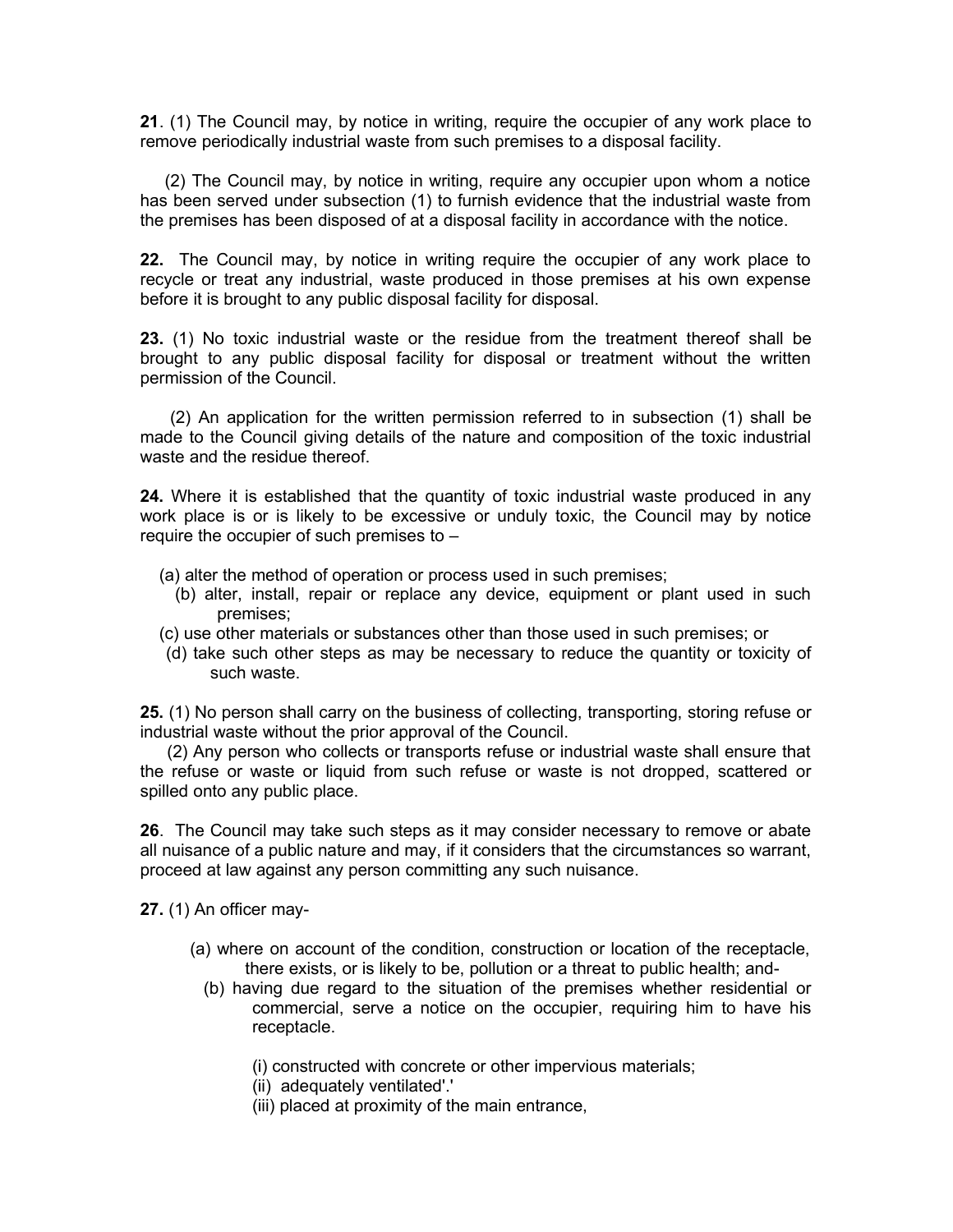**21**. (1) The Council may, by notice in writing, require the occupier of any work place to remove periodically industrial waste from such premises to a disposal facility.

(2) The Council may, by notice in writing, require any occupier upon whom a notice has been served under subsection (1) to furnish evidence that the industrial waste from the premises has been disposed of at a disposal facility in accordance with the notice.

**22.** The Council may, by notice in writing require the occupier of any work place to recycle or treat any industrial, waste produced in those premises at his own expense before it is brought to any public disposal facility for disposal.

**23.** (1) No toxic industrial waste or the residue from the treatment thereof shall be brought to any public disposal facility for disposal or treatment without the written permission of the Council.

(2) An application for the written permission referred to in subsection (1) shall be made to the Council giving details of the nature and composition of the toxic industrial waste and the residue thereof.

**24.** Where it is established that the quantity of toxic industrial waste produced in any work place is or is likely to be excessive or unduly toxic, the Council may by notice require the occupier of such premises to –

(a) alter the method of operation or process used in such premises;

(b) alter, install, repair or replace any device, equipment or plant used in such premises;

(c) use other materials or substances other than those used in such premises; or

(d) take such other steps as may be necessary to reduce the quantity or toxicity of such waste.

**25.** (1) No person shall carry on the business of collecting, transporting, storing refuse or industrial waste without the prior approval of the Council.

(2) Any person who collects or transports refuse or industrial waste shall ensure that the refuse or waste or liquid from such refuse or waste is not dropped, scattered or spilled onto any public place.

**26**. The Council may take such steps as it may consider necessary to remove or abate all nuisance of a public nature and may, if it considers that the circumstances so warrant, proceed at law against any person committing any such nuisance.

**27.** (1) An officer may-

(a) where on account of the condition, construction or location of the receptacle, there exists, or is likely to be, pollution or a threat to public health; and-

(b) having due regard to the situation of the premises whether residential or commercial, serve a notice on the occupier, requiring him to have his receptacle.

(i) constructed with concrete or other impervious materials;

(ii) adequately ventilated'.'

(iii) placed at proximity of the main entrance,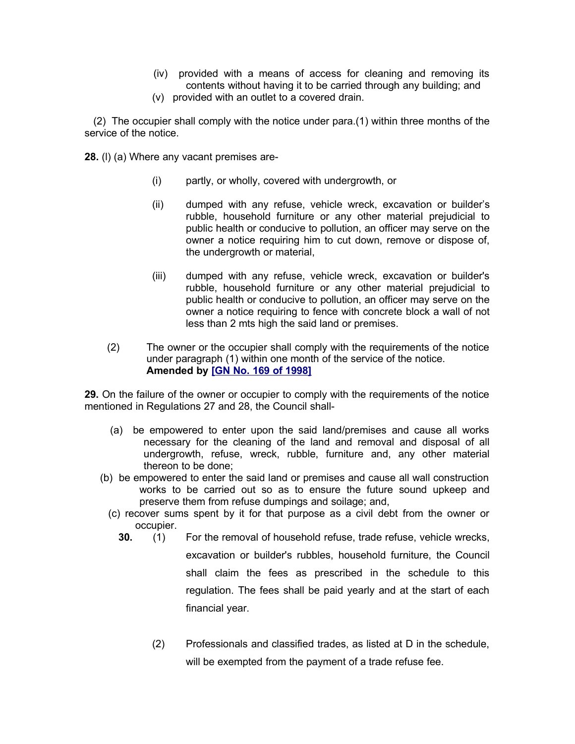(iv) provided with a means of access for cleaning and removing its contents without having it to be carried through any building; and

(v) provided with an outlet to a covered drain.

(2) The occupier shall comply with the notice under para.(1) within three months of the service of the notice.

**28.** (l) (a) Where any vacant premises are-

(i) partly, or wholly, covered with undergrowth, or

(ii) dumped with any refuse, vehicle wreck, excavation or builder's rubble, household furniture or any other material prejudicial to public health or conducive to pollution, an officer may serve on the owner a notice requiring him to cut down, remove or dispose of, the undergrowth or material,

(iii) dumped with any refuse, vehicle wreck, excavation or builder's rubble, household furniture or any other material prejudicial to public health or conducive to pollution, an officer may serve on the owner a notice requiring to fence with concrete block a wall of not less than 2 mts high the said land or premises.

(2) The owner or the occupier shall comply with the requirements of the notice under paragraph (1) within one month of the service of the notice.
**Amended by [GN No. 169 of 1998]**

**29.** On the failure of the owner or occupier to comply with the requirements of the notice mentioned in Regulations 27 and 28, the Council shall-

(a) be empowered to enter upon the said land/premises and cause all works necessary for the cleaning of the land and removal and disposal of all undergrowth, refuse, wreck, rubble, furniture and, any other material thereon to be done;

(b) be empowered to enter the said land or premises and cause all wall construction works to be carried out so as to ensure the future sound upkeep and preserve them from refuse dumpings and soilage; and,

(c) recover sums spent by it for that purpose as a civil debt from the owner or occupier.

**30.** (1) For the removal of household refuse, trade refuse, vehicle wrecks, excavation or builder's rubbles, household furniture, the Council shall claim the fees as prescribed in the schedule to this regulation. The fees shall be paid yearly and at the start of each financial year.

(2) Professionals and classified trades, as listed at D in the schedule, will be exempted from the payment of a trade refuse fee.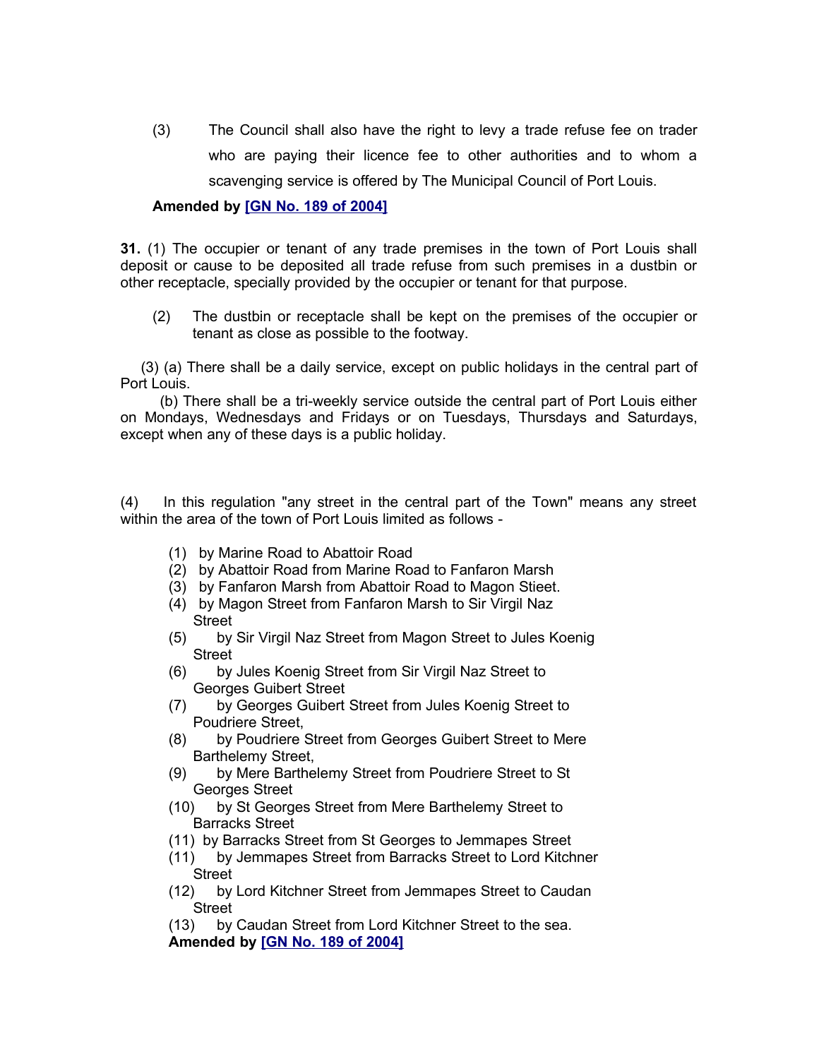(3) The Council shall also have the right to levy a trade refuse fee on trader who are paying their licence fee to other authorities and to whom a scavenging service is offered by The Municipal Council of Port Louis.

**Amended by [GN No. 189 of 2004]**

**31.** (1) The occupier or tenant of any trade premises in the town of Port Louis shall deposit or cause to be deposited all trade refuse from such premises in a dustbin or other receptacle, specially provided by the occupier or tenant for that purpose.

(2) The dustbin or receptacle shall be kept on the premises of the occupier or tenant as close as possible to the footway.

(3) (a) There shall be a daily service, except on public holidays in the central part of Port Louis.

(b) There shall be a tri-weekly service outside the central part of Port Louis either on Mondays, Wednesdays and Fridays or on Tuesdays, Thursdays and Saturdays, except when any of these days is a public holiday.

(4) In this regulation "any street in the central part of the Town" means any street within the area of the town of Port Louis limited as follows -

(1) by Marine Road to Abattoir Road
(2) by Abattoir Road from Marine Road to Fanfaron Marsh
(3) by Fanfaron Marsh from Abattoir Road to Magon Stieet.
(4) by Magon Street from Fanfaron Marsh to Sir Virgil Naz Street
(5) by Sir Virgil Naz Street from Magon Street to Jules Koenig Street
(6) by Jules Koenig Street from Sir Virgil Naz Street to Georges Guibert Street
(7) by Georges Guibert Street from Jules Koenig Street to Poudriere Street,
(8) by Poudriere Street from Georges Guibert Street to Mere Barthelemy Street,
(9) by Mere Barthelemy Street from Poudriere Street to St Georges Street
(10) by St Georges Street from Mere Barthelemy Street to Barracks Street
(11) by Barracks Street from St Georges to Jemmapes Street
(11) by Jemmapes Street from Barracks Street to Lord Kitchner Street
(12) by Lord Kitchner Street from Jemmapes Street to Caudan Street
(13) by Caudan Street from Lord Kitchner Street to the sea.

**Amended by [GN No. 189 of 2004]**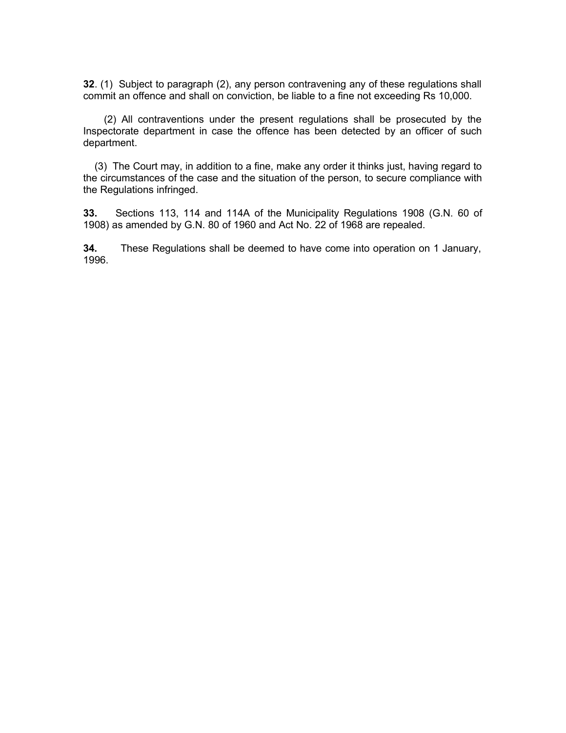**32**. (1) Subject to paragraph (2), any person contravening any of these regulations shall commit an offence and shall on conviction, be liable to a fine not exceeding Rs 10,000.

(2) All contraventions under the present regulations shall be prosecuted by the Inspectorate department in case the offence has been detected by an officer of such department.

(3) The Court may, in addition to a fine, make any order it thinks just, having regard to the circumstances of the case and the situation of the person, to secure compliance with the Regulations infringed.

**33.** Sections 113, 114 and 114A of the Municipality Regulations 1908 (G.N. 60 of 1908) as amended by G.N. 80 of 1960 and Act No. 22 of 1968 are repealed.

**34.** These Regulations shall be deemed to have come into operation on 1 January, 1996.